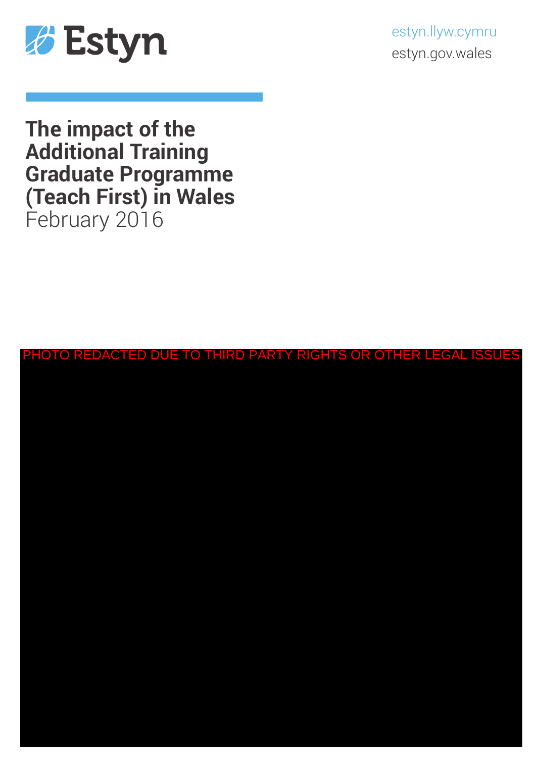Estyn

estyn.llyw.cymru
estyn.gov.wales

# The impact of the Additional Training Graduate Programme (Teach First) in Wales

February 2016

PHOTO REDACTED DUE TO THIRD PARTY RIGHTS OR OTHER LEGAL ISSUES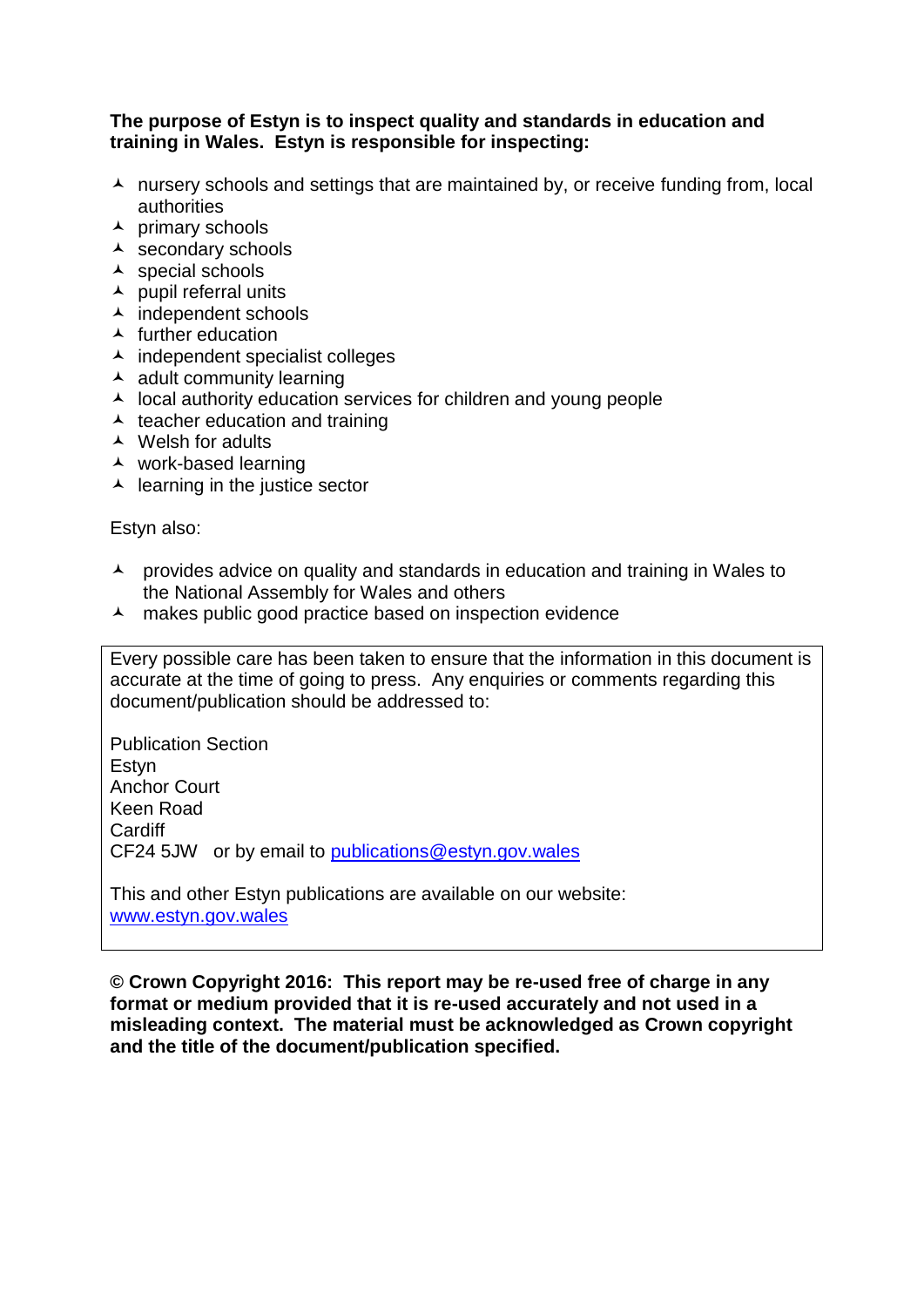**The purpose of Estyn is to inspect quality and standards in education and training in Wales. Estyn is responsible for inspecting:**

- nursery schools and settings that are maintained by, or receive funding from, local authorities
- primary schools
- secondary schools
- special schools
- pupil referral units
- independent schools
- further education
- independent specialist colleges
- adult community learning
- local authority education services for children and young people
- teacher education and training
- Welsh for adults
- work-based learning
- learning in the justice sector

Estyn also:

- provides advice on quality and standards in education and training in Wales to the National Assembly for Wales and others
- makes public good practice based on inspection evidence

Every possible care has been taken to ensure that the information in this document is accurate at the time of going to press. Any enquiries or comments regarding this document/publication should be addressed to:

Publication Section
Estyn
Anchor Court
Keen Road
Cardiff
CF24 5JW or by email to publications@estyn.gov.wales

This and other Estyn publications are available on our website: www.estyn.gov.wales

**© Crown Copyright 2016: This report may be re-used free of charge in any format or medium provided that it is re-used accurately and not used in a misleading context. The material must be acknowledged as Crown copyright and the title of the document/publication specified.**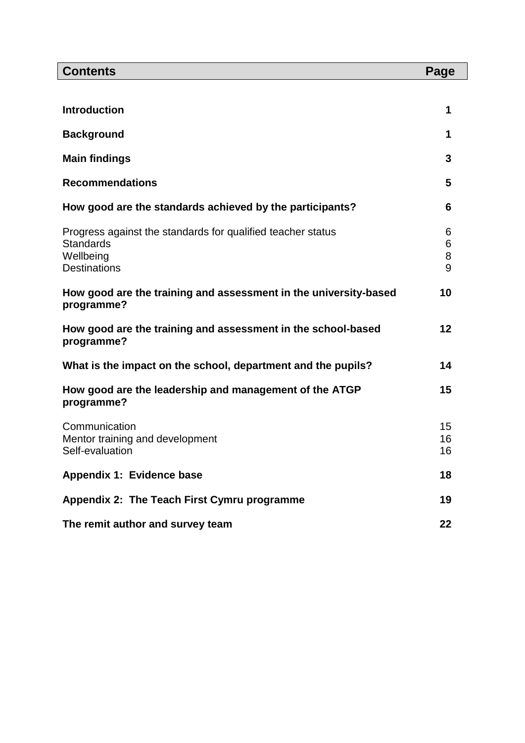| Contents | Page |
|---|---|
| **Introduction** | **1** |
| **Background** | **1** |
| **Main findings** | **3** |
| **Recommendations** | **5** |
| **How good are the standards achieved by the participants?** | **6** |
| Progress against the standards for qualified teacher status | 6 |
| Standards | 6 |
| Wellbeing | 8 |
| Destinations | 9 |
| **How good are the training and assessment in the university-based programme?** | **10** |
| **How good are the training and assessment in the school-based programme?** | **12** |
| **What is the impact on the school, department and the pupils?** | **14** |
| **How good are the leadership and management of the ATGP programme?** | **15** |
| Communication | 15 |
| Mentor training and development | 16 |
| Self-evaluation | 16 |
| **Appendix 1: Evidence base** | **18** |
| **Appendix 2: The Teach First Cymru programme** | **19** |
| **The remit author and survey team** | **22** |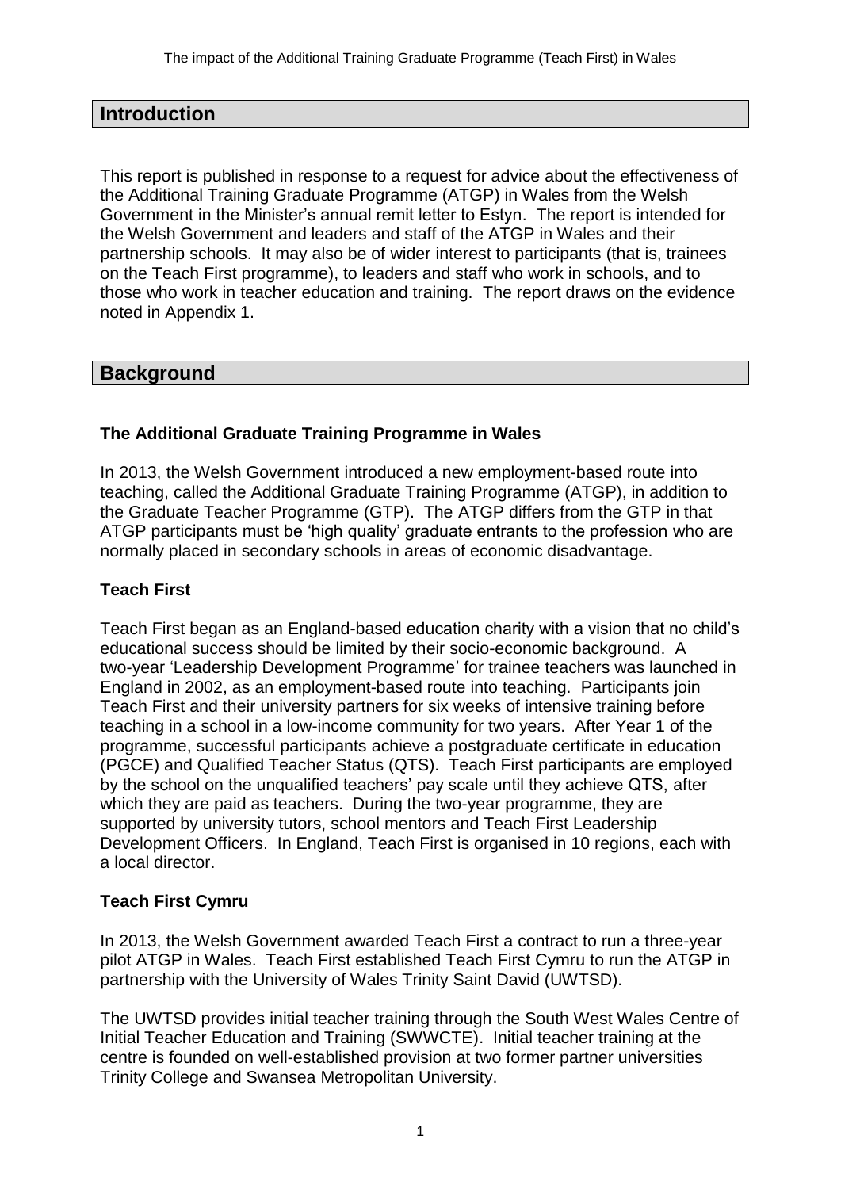## Introduction

This report is published in response to a request for advice about the effectiveness of the Additional Training Graduate Programme (ATGP) in Wales from the Welsh Government in the Minister's annual remit letter to Estyn. The report is intended for the Welsh Government and leaders and staff of the ATGP in Wales and their partnership schools. It may also be of wider interest to participants (that is, trainees on the Teach First programme), to leaders and staff who work in schools, and to those who work in teacher education and training. The report draws on the evidence noted in Appendix 1.

## Background

### The Additional Graduate Training Programme in Wales

In 2013, the Welsh Government introduced a new employment-based route into teaching, called the Additional Graduate Training Programme (ATGP), in addition to the Graduate Teacher Programme (GTP). The ATGP differs from the GTP in that ATGP participants must be 'high quality' graduate entrants to the profession who are normally placed in secondary schools in areas of economic disadvantage.

### Teach First

Teach First began as an England-based education charity with a vision that no child's educational success should be limited by their socio-economic background. A two-year 'Leadership Development Programme' for trainee teachers was launched in England in 2002, as an employment-based route into teaching. Participants join Teach First and their university partners for six weeks of intensive training before teaching in a school in a low-income community for two years. After Year 1 of the programme, successful participants achieve a postgraduate certificate in education (PGCE) and Qualified Teacher Status (QTS). Teach First participants are employed by the school on the unqualified teachers' pay scale until they achieve QTS, after which they are paid as teachers. During the two-year programme, they are supported by university tutors, school mentors and Teach First Leadership Development Officers. In England, Teach First is organised in 10 regions, each with a local director.

### Teach First Cymru

In 2013, the Welsh Government awarded Teach First a contract to run a three-year pilot ATGP in Wales. Teach First established Teach First Cymru to run the ATGP in partnership with the University of Wales Trinity Saint David (UWTSD).

The UWTSD provides initial teacher training through the South West Wales Centre of Initial Teacher Education and Training (SWWCTE). Initial teacher training at the centre is founded on well-established provision at two former partner universities Trinity College and Swansea Metropolitan University.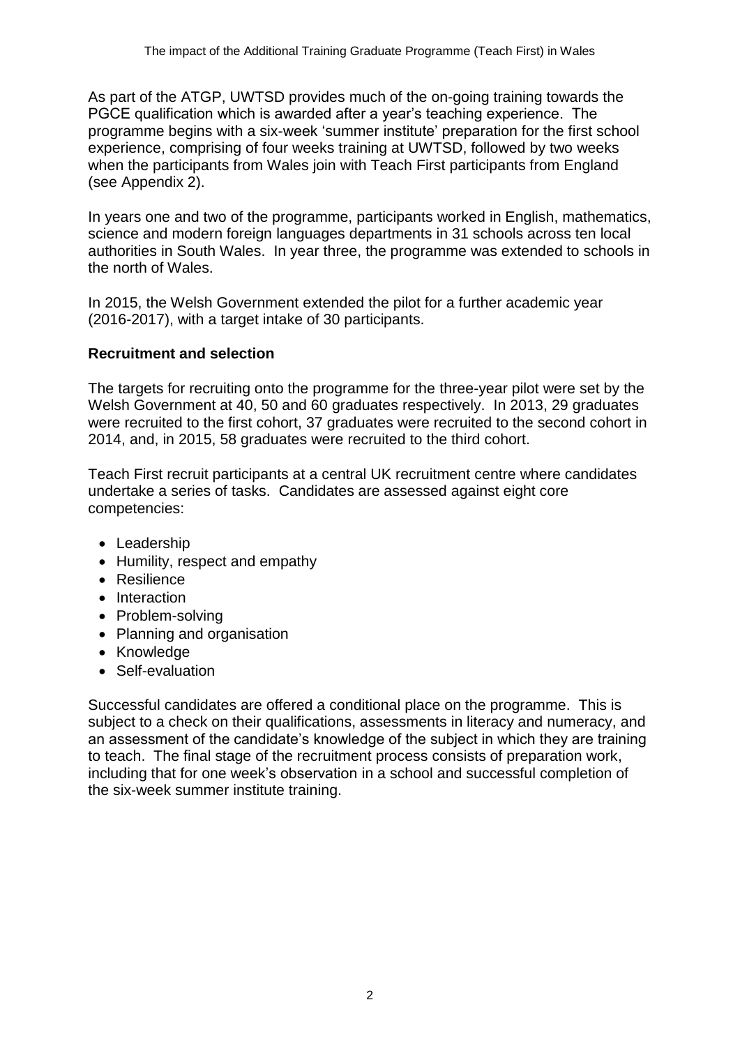As part of the ATGP, UWTSD provides much of the on-going training towards the PGCE qualification which is awarded after a year's teaching experience. The programme begins with a six-week 'summer institute' preparation for the first school experience, comprising of four weeks training at UWTSD, followed by two weeks when the participants from Wales join with Teach First participants from England (see Appendix 2).

In years one and two of the programme, participants worked in English, mathematics, science and modern foreign languages departments in 31 schools across ten local authorities in South Wales. In year three, the programme was extended to schools in the north of Wales.

In 2015, the Welsh Government extended the pilot for a further academic year (2016-2017), with a target intake of 30 participants.

**Recruitment and selection**

The targets for recruiting onto the programme for the three-year pilot were set by the Welsh Government at 40, 50 and 60 graduates respectively. In 2013, 29 graduates were recruited to the first cohort, 37 graduates were recruited to the second cohort in 2014, and, in 2015, 58 graduates were recruited to the third cohort.

Teach First recruit participants at a central UK recruitment centre where candidates undertake a series of tasks. Candidates are assessed against eight core competencies:

- Leadership
- Humility, respect and empathy
- Resilience
- Interaction
- Problem-solving
- Planning and organisation
- Knowledge
- Self-evaluation

Successful candidates are offered a conditional place on the programme. This is subject to a check on their qualifications, assessments in literacy and numeracy, and an assessment of the candidate's knowledge of the subject in which they are training to teach. The final stage of the recruitment process consists of preparation work, including that for one week's observation in a school and successful completion of the six-week summer institute training.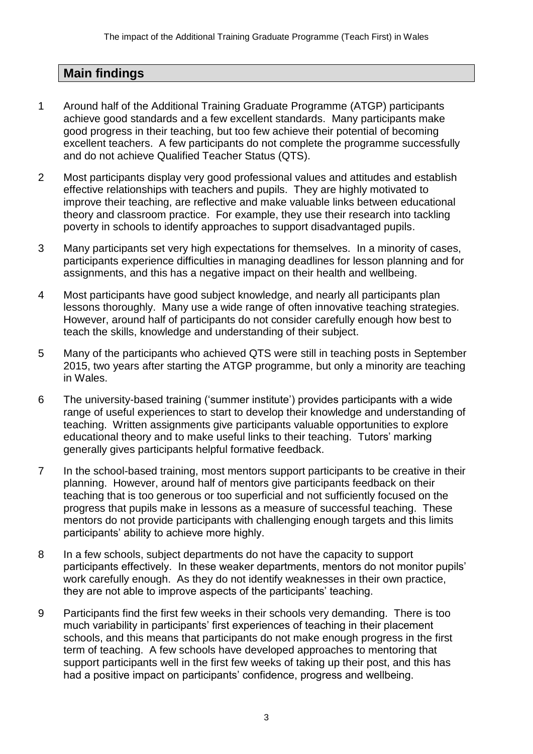## Main findings

1 Around half of the Additional Training Graduate Programme (ATGP) participants achieve good standards and a few excellent standards. Many participants make good progress in their teaching, but too few achieve their potential of becoming excellent teachers. A few participants do not complete the programme successfully and do not achieve Qualified Teacher Status (QTS).

2 Most participants display very good professional values and attitudes and establish effective relationships with teachers and pupils. They are highly motivated to improve their teaching, are reflective and make valuable links between educational theory and classroom practice. For example, they use their research into tackling poverty in schools to identify approaches to support disadvantaged pupils.

3 Many participants set very high expectations for themselves. In a minority of cases, participants experience difficulties in managing deadlines for lesson planning and for assignments, and this has a negative impact on their health and wellbeing.

4 Most participants have good subject knowledge, and nearly all participants plan lessons thoroughly. Many use a wide range of often innovative teaching strategies. However, around half of participants do not consider carefully enough how best to teach the skills, knowledge and understanding of their subject.

5 Many of the participants who achieved QTS were still in teaching posts in September 2015, two years after starting the ATGP programme, but only a minority are teaching in Wales.

6 The university-based training ('summer institute') provides participants with a wide range of useful experiences to start to develop their knowledge and understanding of teaching. Written assignments give participants valuable opportunities to explore educational theory and to make useful links to their teaching. Tutors' marking generally gives participants helpful formative feedback.

7 In the school-based training, most mentors support participants to be creative in their planning. However, around half of mentors give participants feedback on their teaching that is too generous or too superficial and not sufficiently focused on the progress that pupils make in lessons as a measure of successful teaching. These mentors do not provide participants with challenging enough targets and this limits participants' ability to achieve more highly.

8 In a few schools, subject departments do not have the capacity to support participants effectively. In these weaker departments, mentors do not monitor pupils' work carefully enough. As they do not identify weaknesses in their own practice, they are not able to improve aspects of the participants' teaching.

9 Participants find the first few weeks in their schools very demanding. There is too much variability in participants' first experiences of teaching in their placement schools, and this means that participants do not make enough progress in the first term of teaching. A few schools have developed approaches to mentoring that support participants well in the first few weeks of taking up their post, and this has had a positive impact on participants' confidence, progress and wellbeing.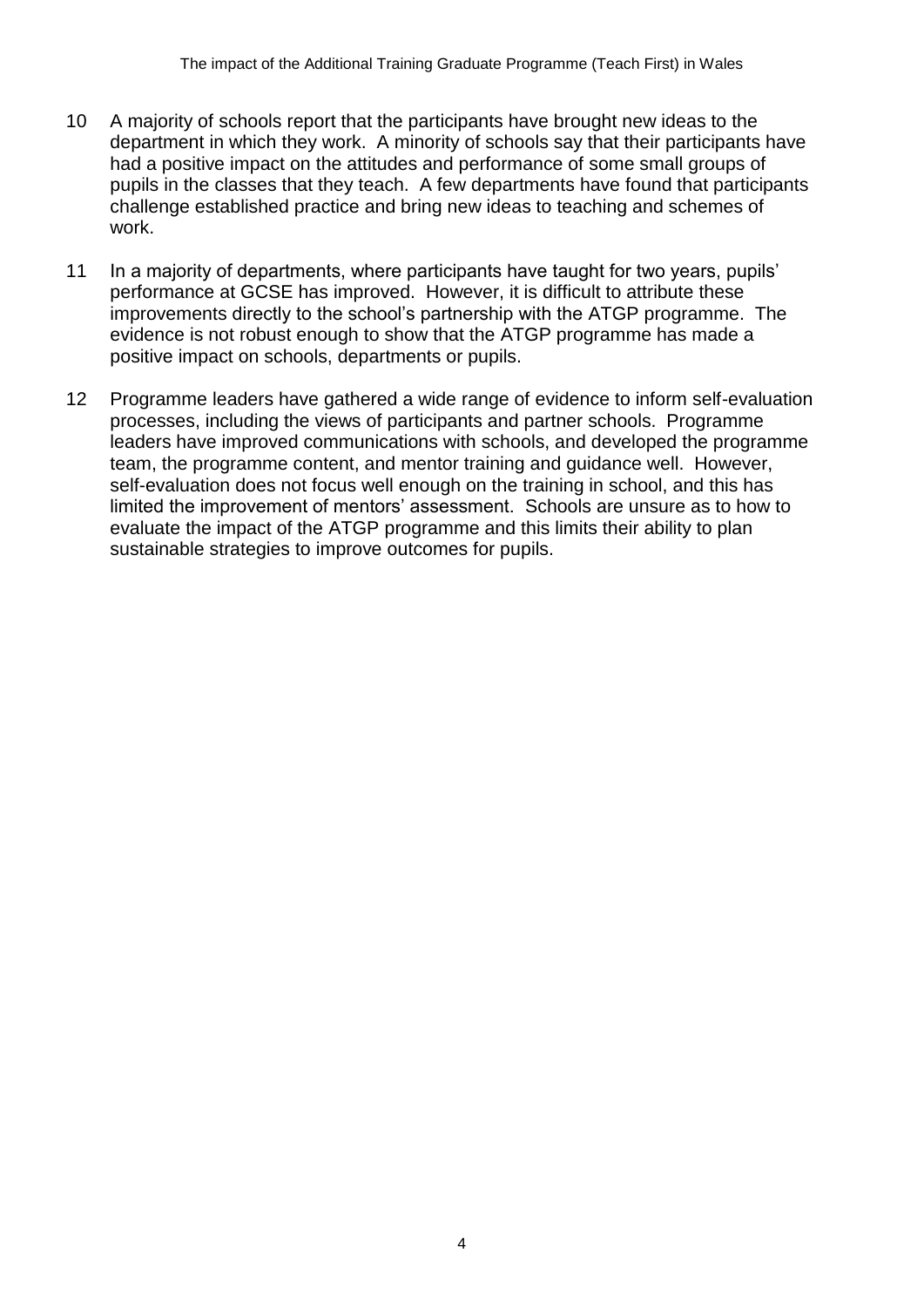10 A majority of schools report that the participants have brought new ideas to the department in which they work. A minority of schools say that their participants have had a positive impact on the attitudes and performance of some small groups of pupils in the classes that they teach. A few departments have found that participants challenge established practice and bring new ideas to teaching and schemes of work.

11 In a majority of departments, where participants have taught for two years, pupils' performance at GCSE has improved. However, it is difficult to attribute these improvements directly to the school's partnership with the ATGP programme. The evidence is not robust enough to show that the ATGP programme has made a positive impact on schools, departments or pupils.

12 Programme leaders have gathered a wide range of evidence to inform self-evaluation processes, including the views of participants and partner schools. Programme leaders have improved communications with schools, and developed the programme team, the programme content, and mentor training and guidance well. However, self-evaluation does not focus well enough on the training in school, and this has limited the improvement of mentors' assessment. Schools are unsure as to how to evaluate the impact of the ATGP programme and this limits their ability to plan sustainable strategies to improve outcomes for pupils.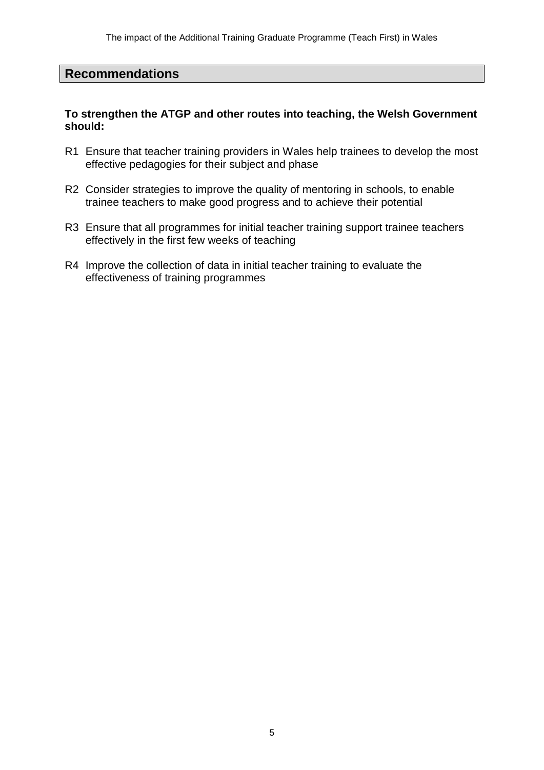## Recommendations

**To strengthen the ATGP and other routes into teaching, the Welsh Government should:**

R1 Ensure that teacher training providers in Wales help trainees to develop the most effective pedagogies for their subject and phase

R2 Consider strategies to improve the quality of mentoring in schools, to enable trainee teachers to make good progress and to achieve their potential

R3 Ensure that all programmes for initial teacher training support trainee teachers effectively in the first few weeks of teaching

R4 Improve the collection of data in initial teacher training to evaluate the effectiveness of training programmes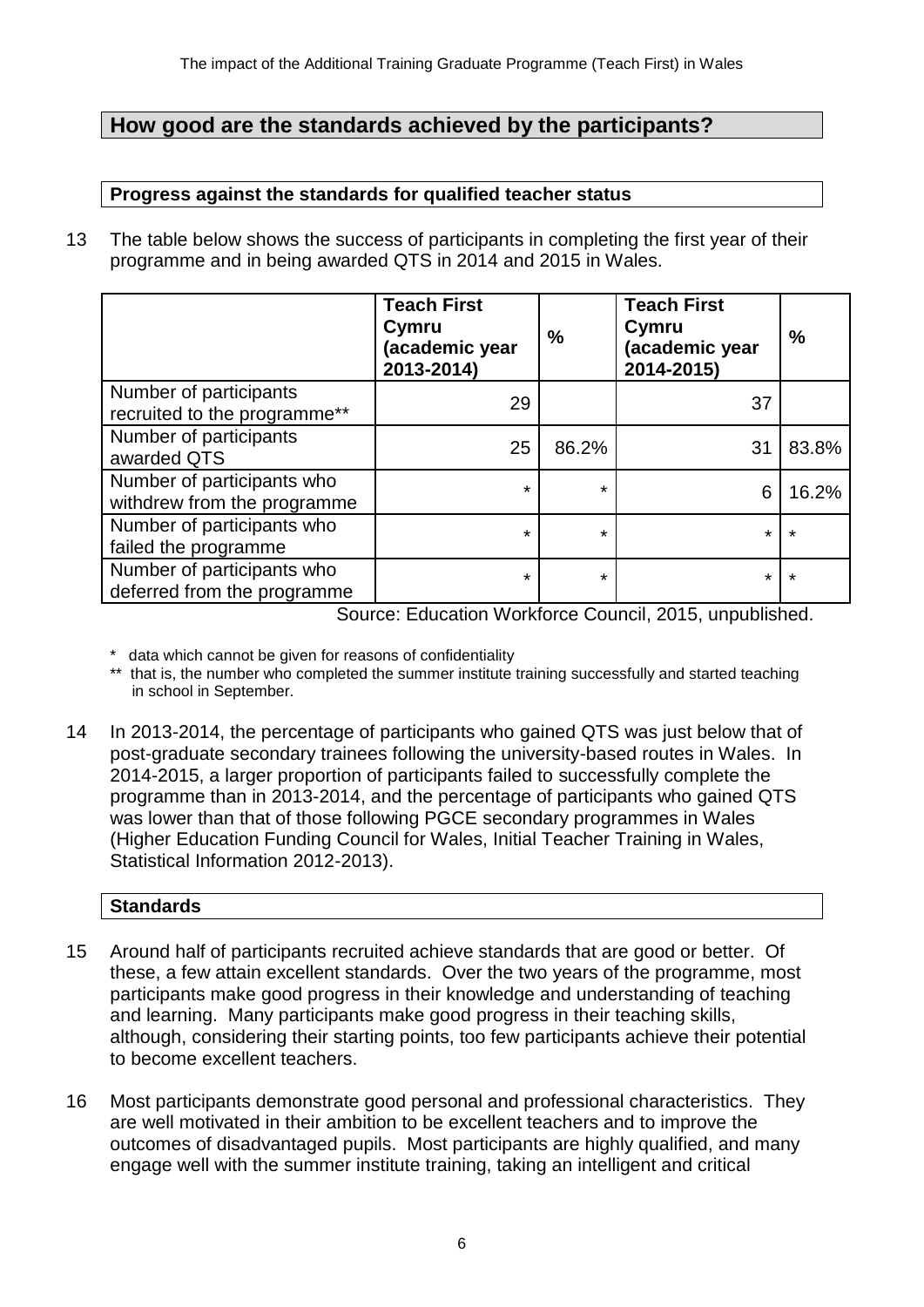## How good are the standards achieved by the participants?

### Progress against the standards for qualified teacher status

13 The table below shows the success of participants in completing the first year of their programme and in being awarded QTS in 2014 and 2015 in Wales.

| | Teach First Cymru (academic year 2013-2014) | % | Teach First Cymru (academic year 2014-2015) | % |
|---|---|---|---|---|
| Number of participants recruited to the programme** | 29 | | 37 | |
| Number of participants awarded QTS | 25 | 86.2% | 31 | 83.8% |
| Number of participants who withdrew from the programme | * | * | 6 | 16.2% |
| Number of participants who failed the programme | * | * | * | * |
| Number of participants who deferred from the programme | * | * | * | * |

Source: Education Workforce Council, 2015, unpublished.

\* data which cannot be given for reasons of confidentiality

** that is, the number who completed the summer institute training successfully and started teaching in school in September.

14 In 2013-2014, the percentage of participants who gained QTS was just below that of post-graduate secondary trainees following the university-based routes in Wales. In 2014-2015, a larger proportion of participants failed to successfully complete the programme than in 2013-2014, and the percentage of participants who gained QTS was lower than that of those following PGCE secondary programmes in Wales (Higher Education Funding Council for Wales, Initial Teacher Training in Wales, Statistical Information 2012-2013).

### Standards

15 Around half of participants recruited achieve standards that are good or better. Of these, a few attain excellent standards. Over the two years of the programme, most participants make good progress in their knowledge and understanding of teaching and learning. Many participants make good progress in their teaching skills, although, considering their starting points, too few participants achieve their potential to become excellent teachers.

16 Most participants demonstrate good personal and professional characteristics. They are well motivated in their ambition to be excellent teachers and to improve the outcomes of disadvantaged pupils. Most participants are highly qualified, and many engage well with the summer institute training, taking an intelligent and critical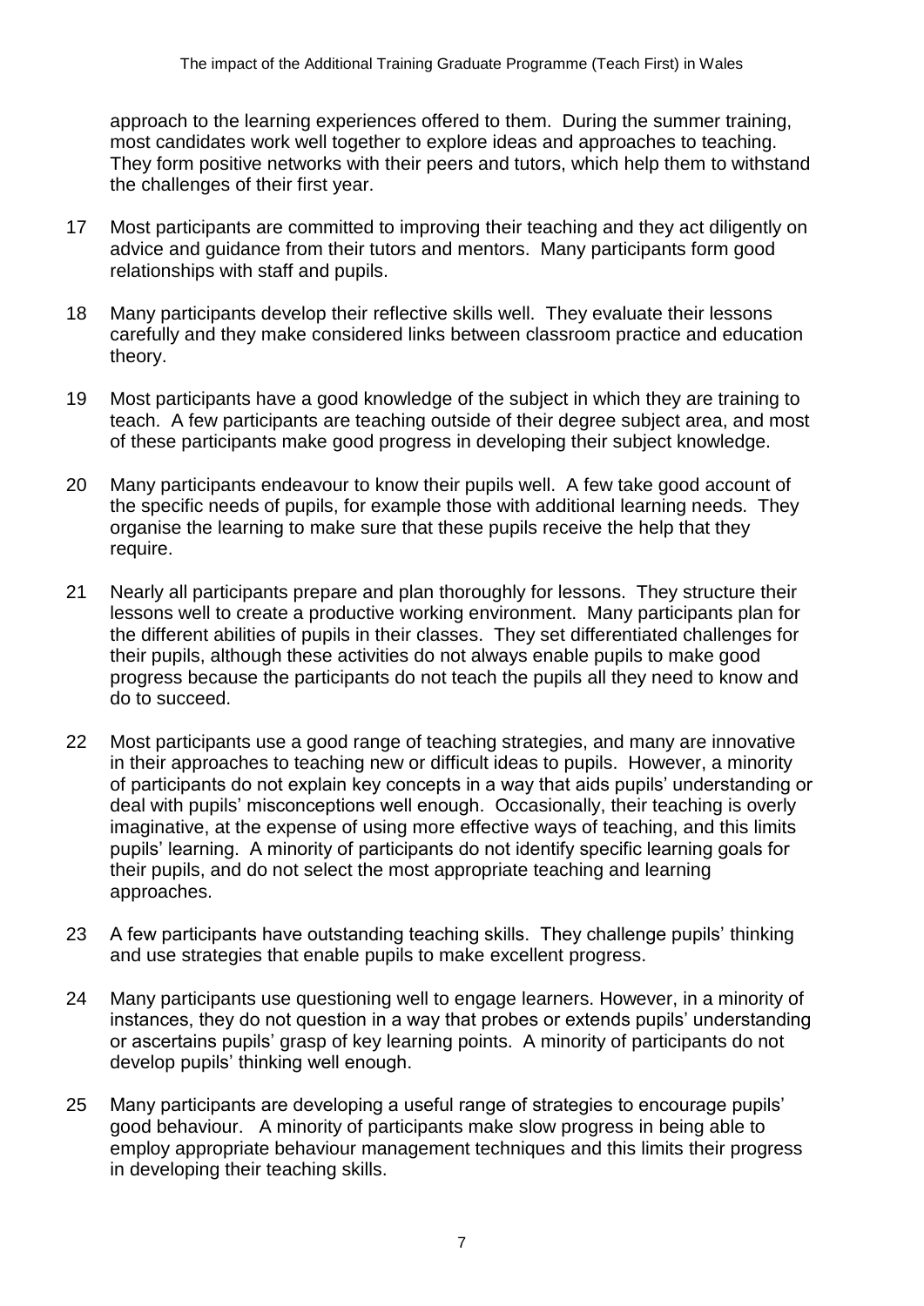approach to the learning experiences offered to them. During the summer training, most candidates work well together to explore ideas and approaches to teaching. They form positive networks with their peers and tutors, which help them to withstand the challenges of their first year.

17 Most participants are committed to improving their teaching and they act diligently on advice and guidance from their tutors and mentors. Many participants form good relationships with staff and pupils.

18 Many participants develop their reflective skills well. They evaluate their lessons carefully and they make considered links between classroom practice and education theory.

19 Most participants have a good knowledge of the subject in which they are training to teach. A few participants are teaching outside of their degree subject area, and most of these participants make good progress in developing their subject knowledge.

20 Many participants endeavour to know their pupils well. A few take good account of the specific needs of pupils, for example those with additional learning needs. They organise the learning to make sure that these pupils receive the help that they require.

21 Nearly all participants prepare and plan thoroughly for lessons. They structure their lessons well to create a productive working environment. Many participants plan for the different abilities of pupils in their classes. They set differentiated challenges for their pupils, although these activities do not always enable pupils to make good progress because the participants do not teach the pupils all they need to know and do to succeed.

22 Most participants use a good range of teaching strategies, and many are innovative in their approaches to teaching new or difficult ideas to pupils. However, a minority of participants do not explain key concepts in a way that aids pupils' understanding or deal with pupils' misconceptions well enough. Occasionally, their teaching is overly imaginative, at the expense of using more effective ways of teaching, and this limits pupils' learning. A minority of participants do not identify specific learning goals for their pupils, and do not select the most appropriate teaching and learning approaches.

23 A few participants have outstanding teaching skills. They challenge pupils' thinking and use strategies that enable pupils to make excellent progress.

24 Many participants use questioning well to engage learners. However, in a minority of instances, they do not question in a way that probes or extends pupils' understanding or ascertains pupils' grasp of key learning points. A minority of participants do not develop pupils' thinking well enough.

25 Many participants are developing a useful range of strategies to encourage pupils' good behaviour. A minority of participants make slow progress in being able to employ appropriate behaviour management techniques and this limits their progress in developing their teaching skills.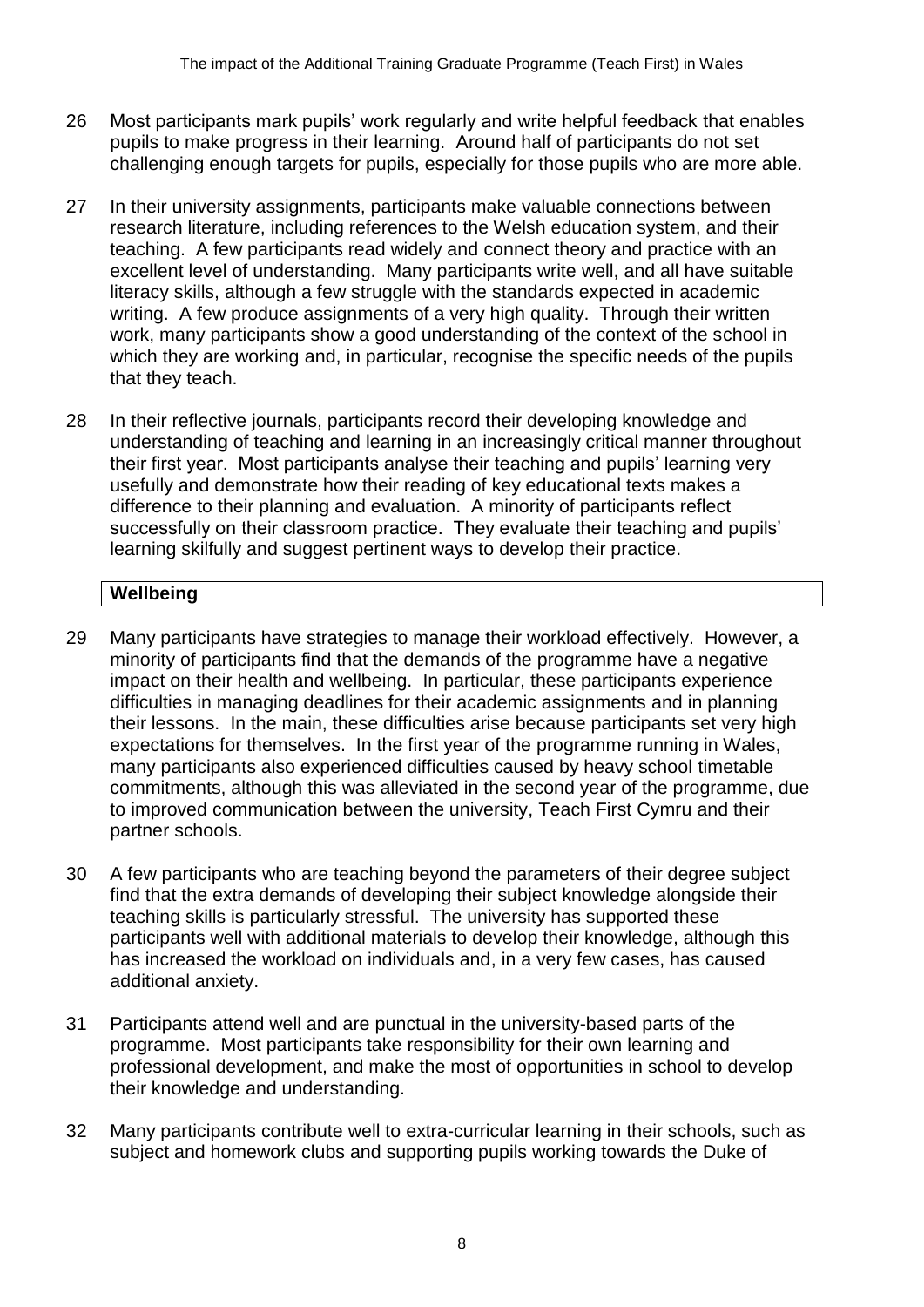26 Most participants mark pupils' work regularly and write helpful feedback that enables pupils to make progress in their learning. Around half of participants do not set challenging enough targets for pupils, especially for those pupils who are more able.

27 In their university assignments, participants make valuable connections between research literature, including references to the Welsh education system, and their teaching. A few participants read widely and connect theory and practice with an excellent level of understanding. Many participants write well, and all have suitable literacy skills, although a few struggle with the standards expected in academic writing. A few produce assignments of a very high quality. Through their written work, many participants show a good understanding of the context of the school in which they are working and, in particular, recognise the specific needs of the pupils that they teach.

28 In their reflective journals, participants record their developing knowledge and understanding of teaching and learning in an increasingly critical manner throughout their first year. Most participants analyse their teaching and pupils' learning very usefully and demonstrate how their reading of key educational texts makes a difference to their planning and evaluation. A minority of participants reflect successfully on their classroom practice. They evaluate their teaching and pupils' learning skilfully and suggest pertinent ways to develop their practice.

## Wellbeing

29 Many participants have strategies to manage their workload effectively. However, a minority of participants find that the demands of the programme have a negative impact on their health and wellbeing. In particular, these participants experience difficulties in managing deadlines for their academic assignments and in planning their lessons. In the main, these difficulties arise because participants set very high expectations for themselves. In the first year of the programme running in Wales, many participants also experienced difficulties caused by heavy school timetable commitments, although this was alleviated in the second year of the programme, due to improved communication between the university, Teach First Cymru and their partner schools.

30 A few participants who are teaching beyond the parameters of their degree subject find that the extra demands of developing their subject knowledge alongside their teaching skills is particularly stressful. The university has supported these participants well with additional materials to develop their knowledge, although this has increased the workload on individuals and, in a very few cases, has caused additional anxiety.

31 Participants attend well and are punctual in the university-based parts of the programme. Most participants take responsibility for their own learning and professional development, and make the most of opportunities in school to develop their knowledge and understanding.

32 Many participants contribute well to extra-curricular learning in their schools, such as subject and homework clubs and supporting pupils working towards the Duke of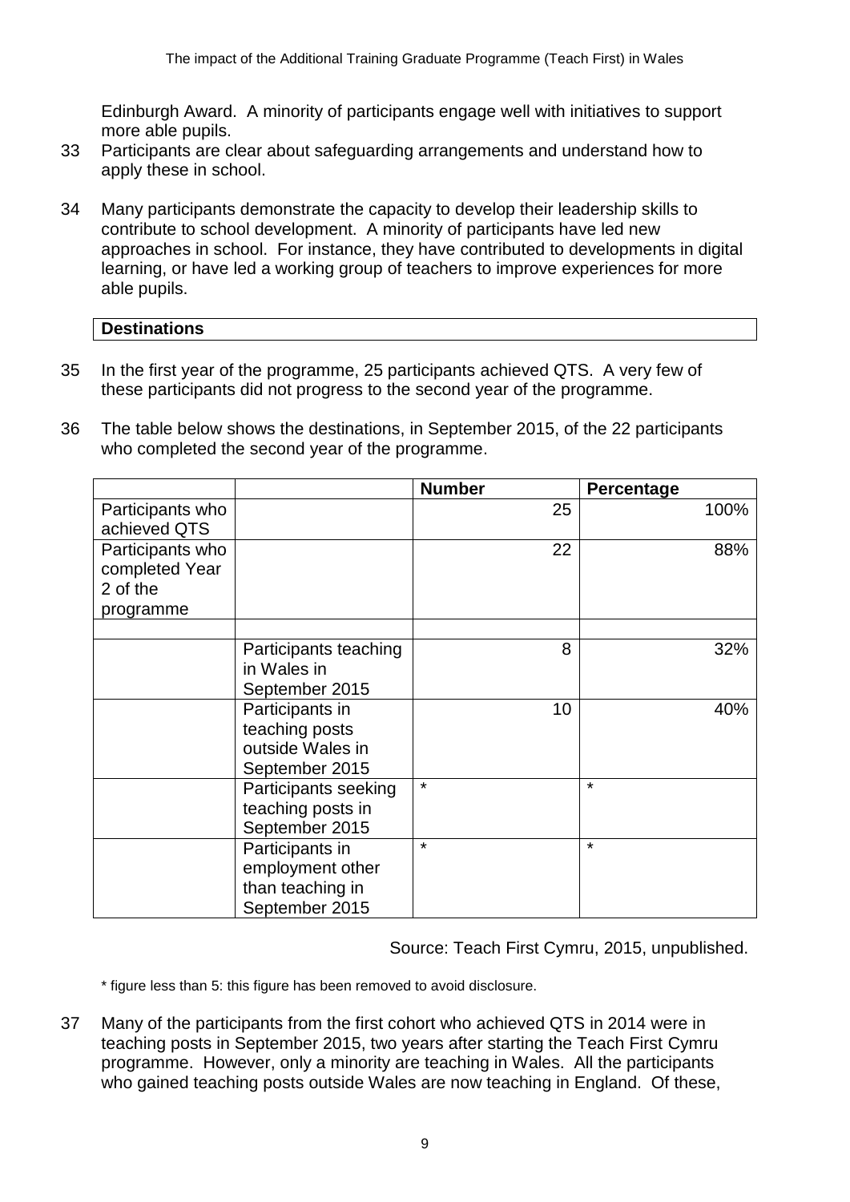Edinburgh Award. A minority of participants engage well with initiatives to support more able pupils.

33 Participants are clear about safeguarding arrangements and understand how to apply these in school.

34 Many participants demonstrate the capacity to develop their leadership skills to contribute to school development. A minority of participants have led new approaches in school. For instance, they have contributed to developments in digital learning, or have led a working group of teachers to improve experiences for more able pupils.

## Destinations

35 In the first year of the programme, 25 participants achieved QTS. A very few of these participants did not progress to the second year of the programme.

36 The table below shows the destinations, in September 2015, of the 22 participants who completed the second year of the programme.

| | | Number | Percentage |
|---|---|---|---|
| Participants who achieved QTS | | 25 | 100% |
| Participants who completed Year 2 of the programme | | 22 | 88% |
| | | | |
| | Participants teaching in Wales in September 2015 | 8 | 32% |
| | Participants in teaching posts outside Wales in September 2015 | 10 | 40% |
| | Participants seeking teaching posts in September 2015 | * | * |
| | Participants in employment other than teaching in September 2015 | * | * |

Source: Teach First Cymru, 2015, unpublished.

* figure less than 5: this figure has been removed to avoid disclosure.

37 Many of the participants from the first cohort who achieved QTS in 2014 were in teaching posts in September 2015, two years after starting the Teach First Cymru programme. However, only a minority are teaching in Wales. All the participants who gained teaching posts outside Wales are now teaching in England. Of these,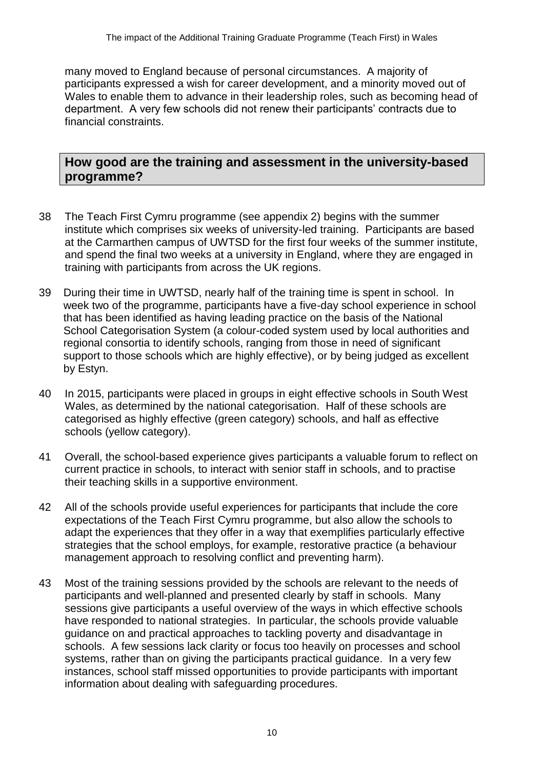many moved to England because of personal circumstances. A majority of participants expressed a wish for career development, and a minority moved out of Wales to enable them to advance in their leadership roles, such as becoming head of department. A very few schools did not renew their participants' contracts due to financial constraints.

## How good are the training and assessment in the university-based programme?

38 The Teach First Cymru programme (see appendix 2) begins with the summer institute which comprises six weeks of university-led training. Participants are based at the Carmarthen campus of UWTSD for the first four weeks of the summer institute, and spend the final two weeks at a university in England, where they are engaged in training with participants from across the UK regions.

39 During their time in UWTSD, nearly half of the training time is spent in school. In week two of the programme, participants have a five-day school experience in school that has been identified as having leading practice on the basis of the National School Categorisation System (a colour-coded system used by local authorities and regional consortia to identify schools, ranging from those in need of significant support to those schools which are highly effective), or by being judged as excellent by Estyn.

40 In 2015, participants were placed in groups in eight effective schools in South West Wales, as determined by the national categorisation. Half of these schools are categorised as highly effective (green category) schools, and half as effective schools (yellow category).

41 Overall, the school-based experience gives participants a valuable forum to reflect on current practice in schools, to interact with senior staff in schools, and to practise their teaching skills in a supportive environment.

42 All of the schools provide useful experiences for participants that include the core expectations of the Teach First Cymru programme, but also allow the schools to adapt the experiences that they offer in a way that exemplifies particularly effective strategies that the school employs, for example, restorative practice (a behaviour management approach to resolving conflict and preventing harm).

43 Most of the training sessions provided by the schools are relevant to the needs of participants and well-planned and presented clearly by staff in schools. Many sessions give participants a useful overview of the ways in which effective schools have responded to national strategies. In particular, the schools provide valuable guidance on and practical approaches to tackling poverty and disadvantage in schools. A few sessions lack clarity or focus too heavily on processes and school systems, rather than on giving the participants practical guidance. In a very few instances, school staff missed opportunities to provide participants with important information about dealing with safeguarding procedures.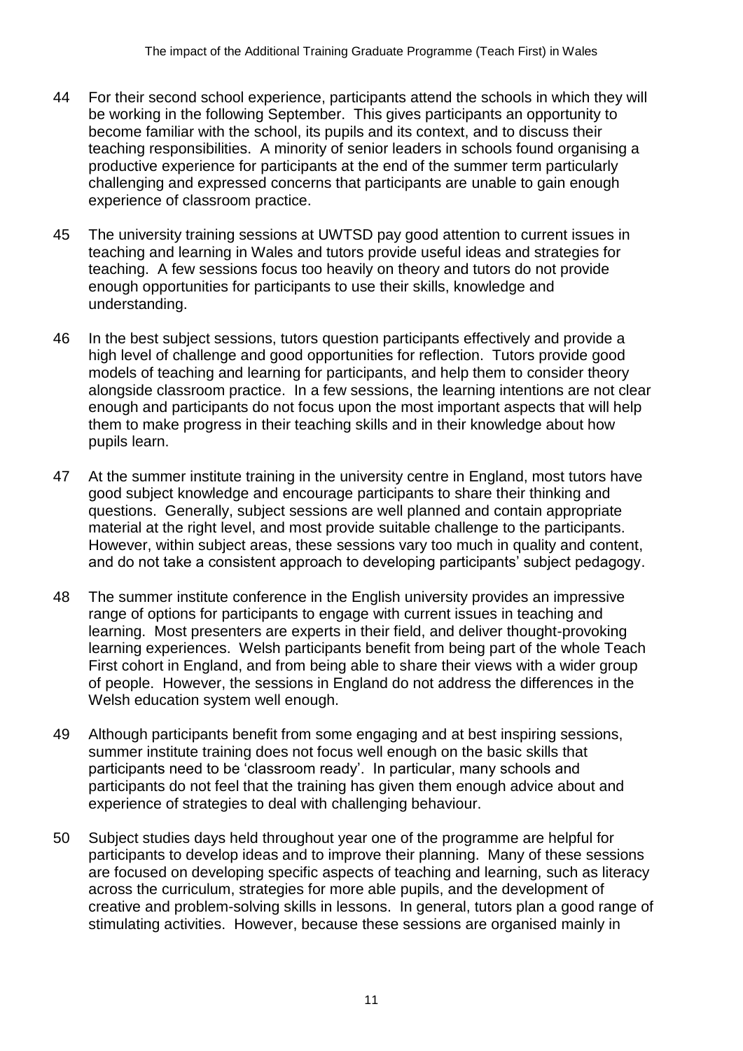44 For their second school experience, participants attend the schools in which they will be working in the following September. This gives participants an opportunity to become familiar with the school, its pupils and its context, and to discuss their teaching responsibilities. A minority of senior leaders in schools found organising a productive experience for participants at the end of the summer term particularly challenging and expressed concerns that participants are unable to gain enough experience of classroom practice.

45 The university training sessions at UWTSD pay good attention to current issues in teaching and learning in Wales and tutors provide useful ideas and strategies for teaching. A few sessions focus too heavily on theory and tutors do not provide enough opportunities for participants to use their skills, knowledge and understanding.

46 In the best subject sessions, tutors question participants effectively and provide a high level of challenge and good opportunities for reflection. Tutors provide good models of teaching and learning for participants, and help them to consider theory alongside classroom practice. In a few sessions, the learning intentions are not clear enough and participants do not focus upon the most important aspects that will help them to make progress in their teaching skills and in their knowledge about how pupils learn.

47 At the summer institute training in the university centre in England, most tutors have good subject knowledge and encourage participants to share their thinking and questions. Generally, subject sessions are well planned and contain appropriate material at the right level, and most provide suitable challenge to the participants. However, within subject areas, these sessions vary too much in quality and content, and do not take a consistent approach to developing participants' subject pedagogy.

48 The summer institute conference in the English university provides an impressive range of options for participants to engage with current issues in teaching and learning. Most presenters are experts in their field, and deliver thought-provoking learning experiences. Welsh participants benefit from being part of the whole Teach First cohort in England, and from being able to share their views with a wider group of people. However, the sessions in England do not address the differences in the Welsh education system well enough.

49 Although participants benefit from some engaging and at best inspiring sessions, summer institute training does not focus well enough on the basic skills that participants need to be 'classroom ready'. In particular, many schools and participants do not feel that the training has given them enough advice about and experience of strategies to deal with challenging behaviour.

50 Subject studies days held throughout year one of the programme are helpful for participants to develop ideas and to improve their planning. Many of these sessions are focused on developing specific aspects of teaching and learning, such as literacy across the curriculum, strategies for more able pupils, and the development of creative and problem-solving skills in lessons. In general, tutors plan a good range of stimulating activities. However, because these sessions are organised mainly in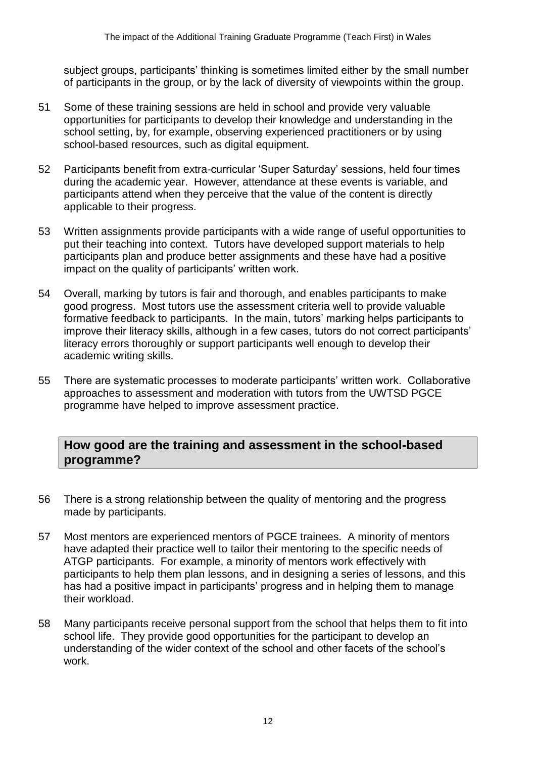subject groups, participants' thinking is sometimes limited either by the small number of participants in the group, or by the lack of diversity of viewpoints within the group.

51 Some of these training sessions are held in school and provide very valuable opportunities for participants to develop their knowledge and understanding in the school setting, by, for example, observing experienced practitioners or by using school-based resources, such as digital equipment.

52 Participants benefit from extra-curricular 'Super Saturday' sessions, held four times during the academic year. However, attendance at these events is variable, and participants attend when they perceive that the value of the content is directly applicable to their progress.

53 Written assignments provide participants with a wide range of useful opportunities to put their teaching into context. Tutors have developed support materials to help participants plan and produce better assignments and these have had a positive impact on the quality of participants' written work.

54 Overall, marking by tutors is fair and thorough, and enables participants to make good progress. Most tutors use the assessment criteria well to provide valuable formative feedback to participants. In the main, tutors' marking helps participants to improve their literacy skills, although in a few cases, tutors do not correct participants' literacy errors thoroughly or support participants well enough to develop their academic writing skills.

55 There are systematic processes to moderate participants' written work. Collaborative approaches to assessment and moderation with tutors from the UWTSD PGCE programme have helped to improve assessment practice.

## How good are the training and assessment in the school-based programme?

56 There is a strong relationship between the quality of mentoring and the progress made by participants.

57 Most mentors are experienced mentors of PGCE trainees. A minority of mentors have adapted their practice well to tailor their mentoring to the specific needs of ATGP participants. For example, a minority of mentors work effectively with participants to help them plan lessons, and in designing a series of lessons, and this has had a positive impact in participants' progress and in helping them to manage their workload.

58 Many participants receive personal support from the school that helps them to fit into school life. They provide good opportunities for the participant to develop an understanding of the wider context of the school and other facets of the school's work.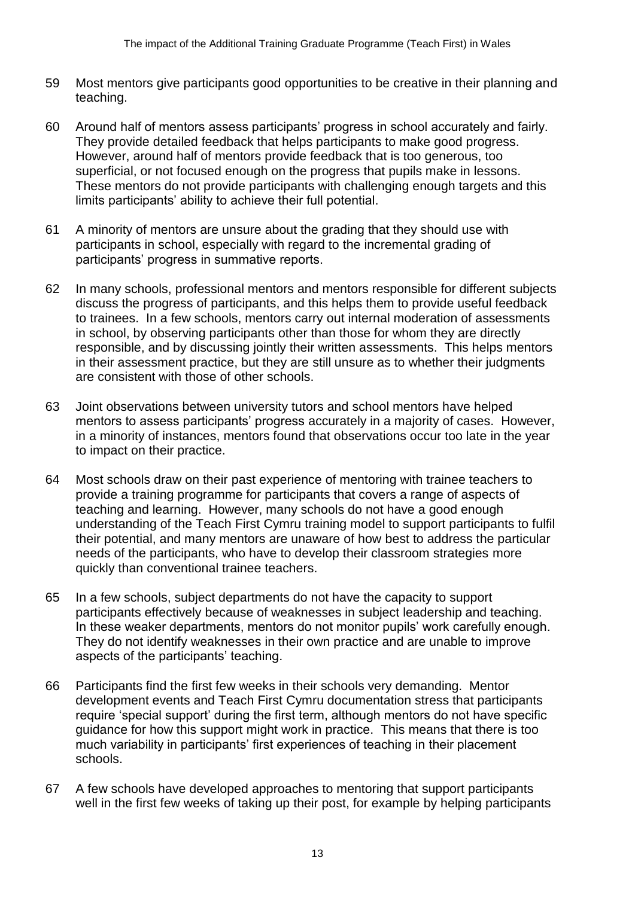59 Most mentors give participants good opportunities to be creative in their planning and teaching.

60 Around half of mentors assess participants' progress in school accurately and fairly. They provide detailed feedback that helps participants to make good progress. However, around half of mentors provide feedback that is too generous, too superficial, or not focused enough on the progress that pupils make in lessons. These mentors do not provide participants with challenging enough targets and this limits participants' ability to achieve their full potential.

61 A minority of mentors are unsure about the grading that they should use with participants in school, especially with regard to the incremental grading of participants' progress in summative reports.

62 In many schools, professional mentors and mentors responsible for different subjects discuss the progress of participants, and this helps them to provide useful feedback to trainees. In a few schools, mentors carry out internal moderation of assessments in school, by observing participants other than those for whom they are directly responsible, and by discussing jointly their written assessments. This helps mentors in their assessment practice, but they are still unsure as to whether their judgments are consistent with those of other schools.

63 Joint observations between university tutors and school mentors have helped mentors to assess participants' progress accurately in a majority of cases. However, in a minority of instances, mentors found that observations occur too late in the year to impact on their practice.

64 Most schools draw on their past experience of mentoring with trainee teachers to provide a training programme for participants that covers a range of aspects of teaching and learning. However, many schools do not have a good enough understanding of the Teach First Cymru training model to support participants to fulfil their potential, and many mentors are unaware of how best to address the particular needs of the participants, who have to develop their classroom strategies more quickly than conventional trainee teachers.

65 In a few schools, subject departments do not have the capacity to support participants effectively because of weaknesses in subject leadership and teaching. In these weaker departments, mentors do not monitor pupils' work carefully enough. They do not identify weaknesses in their own practice and are unable to improve aspects of the participants' teaching.

66 Participants find the first few weeks in their schools very demanding. Mentor development events and Teach First Cymru documentation stress that participants require 'special support' during the first term, although mentors do not have specific guidance for how this support might work in practice. This means that there is too much variability in participants' first experiences of teaching in their placement schools.

67 A few schools have developed approaches to mentoring that support participants well in the first few weeks of taking up their post, for example by helping participants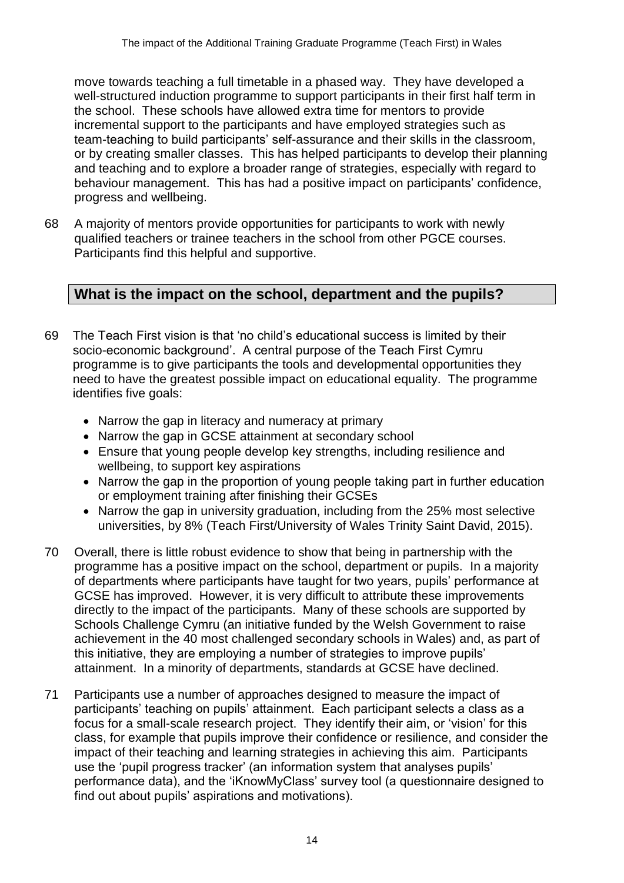move towards teaching a full timetable in a phased way. They have developed a well-structured induction programme to support participants in their first half term in the school. These schools have allowed extra time for mentors to provide incremental support to the participants and have employed strategies such as team-teaching to build participants' self-assurance and their skills in the classroom, or by creating smaller classes. This has helped participants to develop their planning and teaching and to explore a broader range of strategies, especially with regard to behaviour management. This has had a positive impact on participants' confidence, progress and wellbeing.

68 A majority of mentors provide opportunities for participants to work with newly qualified teachers or trainee teachers in the school from other PGCE courses. Participants find this helpful and supportive.

## What is the impact on the school, department and the pupils?

69 The Teach First vision is that 'no child's educational success is limited by their socio-economic background'. A central purpose of the Teach First Cymru programme is to give participants the tools and developmental opportunities they need to have the greatest possible impact on educational equality. The programme identifies five goals:

- Narrow the gap in literacy and numeracy at primary
- Narrow the gap in GCSE attainment at secondary school
- Ensure that young people develop key strengths, including resilience and wellbeing, to support key aspirations
- Narrow the gap in the proportion of young people taking part in further education or employment training after finishing their GCSEs
- Narrow the gap in university graduation, including from the 25% most selective universities, by 8% (Teach First/University of Wales Trinity Saint David, 2015).

70 Overall, there is little robust evidence to show that being in partnership with the programme has a positive impact on the school, department or pupils. In a majority of departments where participants have taught for two years, pupils' performance at GCSE has improved. However, it is very difficult to attribute these improvements directly to the impact of the participants. Many of these schools are supported by Schools Challenge Cymru (an initiative funded by the Welsh Government to raise achievement in the 40 most challenged secondary schools in Wales) and, as part of this initiative, they are employing a number of strategies to improve pupils' attainment. In a minority of departments, standards at GCSE have declined.

71 Participants use a number of approaches designed to measure the impact of participants' teaching on pupils' attainment. Each participant selects a class as a focus for a small-scale research project. They identify their aim, or 'vision' for this class, for example that pupils improve their confidence or resilience, and consider the impact of their teaching and learning strategies in achieving this aim. Participants use the 'pupil progress tracker' (an information system that analyses pupils' performance data), and the 'iKnowMyClass' survey tool (a questionnaire designed to find out about pupils' aspirations and motivations).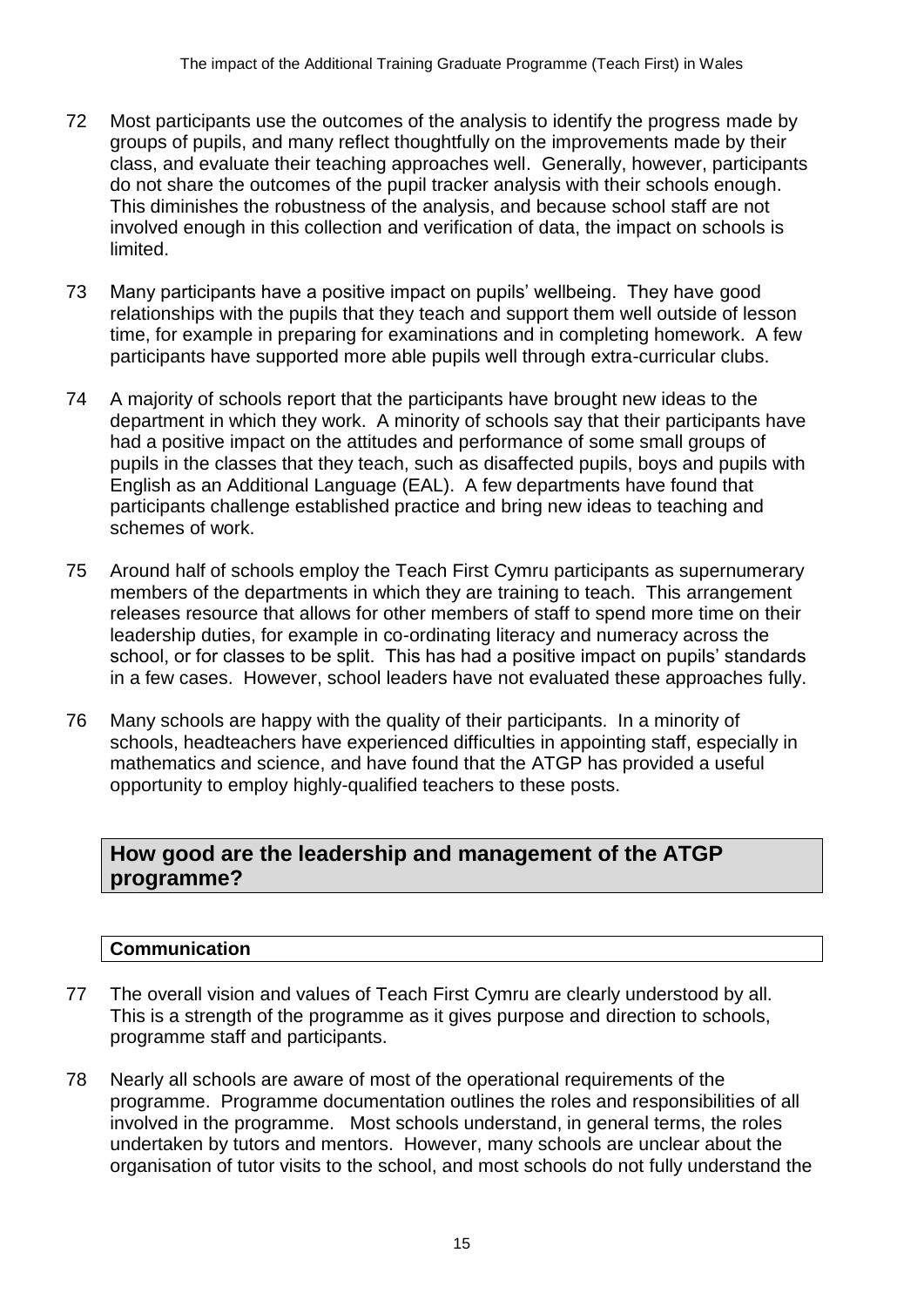72 Most participants use the outcomes of the analysis to identify the progress made by groups of pupils, and many reflect thoughtfully on the improvements made by their class, and evaluate their teaching approaches well. Generally, however, participants do not share the outcomes of the pupil tracker analysis with their schools enough. This diminishes the robustness of the analysis, and because school staff are not involved enough in this collection and verification of data, the impact on schools is limited.

73 Many participants have a positive impact on pupils' wellbeing. They have good relationships with the pupils that they teach and support them well outside of lesson time, for example in preparing for examinations and in completing homework. A few participants have supported more able pupils well through extra-curricular clubs.

74 A majority of schools report that the participants have brought new ideas to the department in which they work. A minority of schools say that their participants have had a positive impact on the attitudes and performance of some small groups of pupils in the classes that they teach, such as disaffected pupils, boys and pupils with English as an Additional Language (EAL). A few departments have found that participants challenge established practice and bring new ideas to teaching and schemes of work.

75 Around half of schools employ the Teach First Cymru participants as supernumerary members of the departments in which they are training to teach. This arrangement releases resource that allows for other members of staff to spend more time on their leadership duties, for example in co-ordinating literacy and numeracy across the school, or for classes to be split. This has had a positive impact on pupils' standards in a few cases. However, school leaders have not evaluated these approaches fully.

76 Many schools are happy with the quality of their participants. In a minority of schools, headteachers have experienced difficulties in appointing staff, especially in mathematics and science, and have found that the ATGP has provided a useful opportunity to employ highly-qualified teachers to these posts.

## How good are the leadership and management of the ATGP programme?

### Communication

77 The overall vision and values of Teach First Cymru are clearly understood by all. This is a strength of the programme as it gives purpose and direction to schools, programme staff and participants.

78 Nearly all schools are aware of most of the operational requirements of the programme. Programme documentation outlines the roles and responsibilities of all involved in the programme. Most schools understand, in general terms, the roles undertaken by tutors and mentors. However, many schools are unclear about the organisation of tutor visits to the school, and most schools do not fully understand the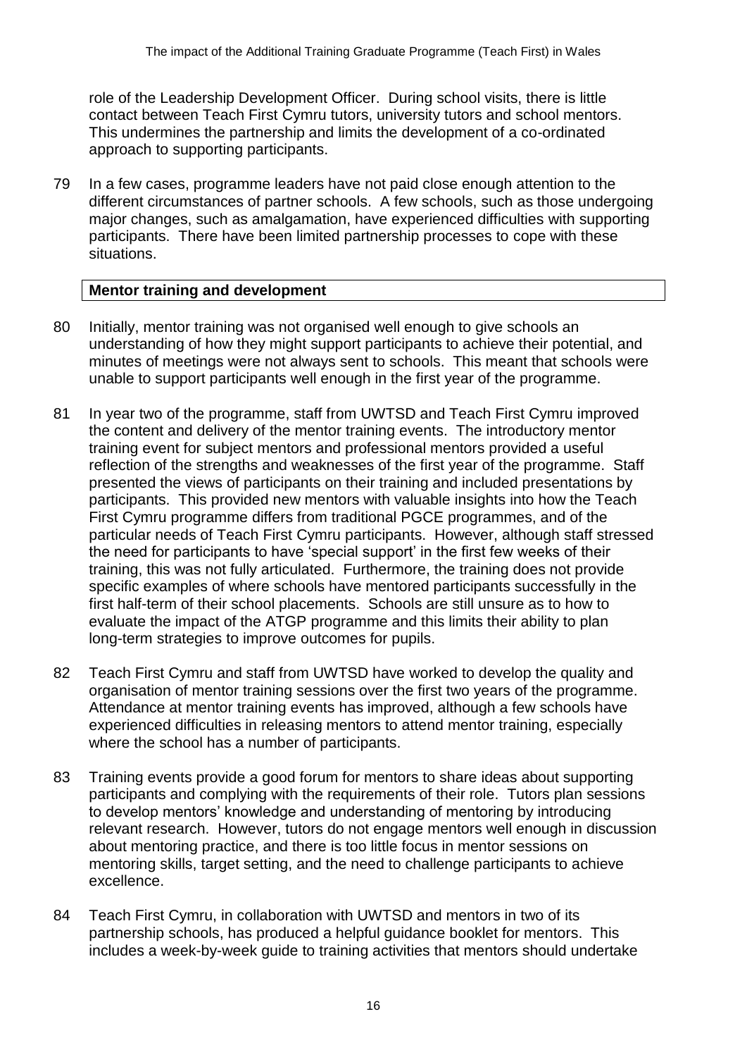role of the Leadership Development Officer. During school visits, there is little contact between Teach First Cymru tutors, university tutors and school mentors. This undermines the partnership and limits the development of a co-ordinated approach to supporting participants.

79 In a few cases, programme leaders have not paid close enough attention to the different circumstances of partner schools. A few schools, such as those undergoing major changes, such as amalgamation, have experienced difficulties with supporting participants. There have been limited partnership processes to cope with these situations.

**Mentor training and development**

80 Initially, mentor training was not organised well enough to give schools an understanding of how they might support participants to achieve their potential, and minutes of meetings were not always sent to schools. This meant that schools were unable to support participants well enough in the first year of the programme.

81 In year two of the programme, staff from UWTSD and Teach First Cymru improved the content and delivery of the mentor training events. The introductory mentor training event for subject mentors and professional mentors provided a useful reflection of the strengths and weaknesses of the first year of the programme. Staff presented the views of participants on their training and included presentations by participants. This provided new mentors with valuable insights into how the Teach First Cymru programme differs from traditional PGCE programmes, and of the particular needs of Teach First Cymru participants. However, although staff stressed the need for participants to have 'special support' in the first few weeks of their training, this was not fully articulated. Furthermore, the training does not provide specific examples of where schools have mentored participants successfully in the first half-term of their school placements. Schools are still unsure as to how to evaluate the impact of the ATGP programme and this limits their ability to plan long-term strategies to improve outcomes for pupils.

82 Teach First Cymru and staff from UWTSD have worked to develop the quality and organisation of mentor training sessions over the first two years of the programme. Attendance at mentor training events has improved, although a few schools have experienced difficulties in releasing mentors to attend mentor training, especially where the school has a number of participants.

83 Training events provide a good forum for mentors to share ideas about supporting participants and complying with the requirements of their role. Tutors plan sessions to develop mentors' knowledge and understanding of mentoring by introducing relevant research. However, tutors do not engage mentors well enough in discussion about mentoring practice, and there is too little focus in mentor sessions on mentoring skills, target setting, and the need to challenge participants to achieve excellence.

84 Teach First Cymru, in collaboration with UWTSD and mentors in two of its partnership schools, has produced a helpful guidance booklet for mentors. This includes a week-by-week guide to training activities that mentors should undertake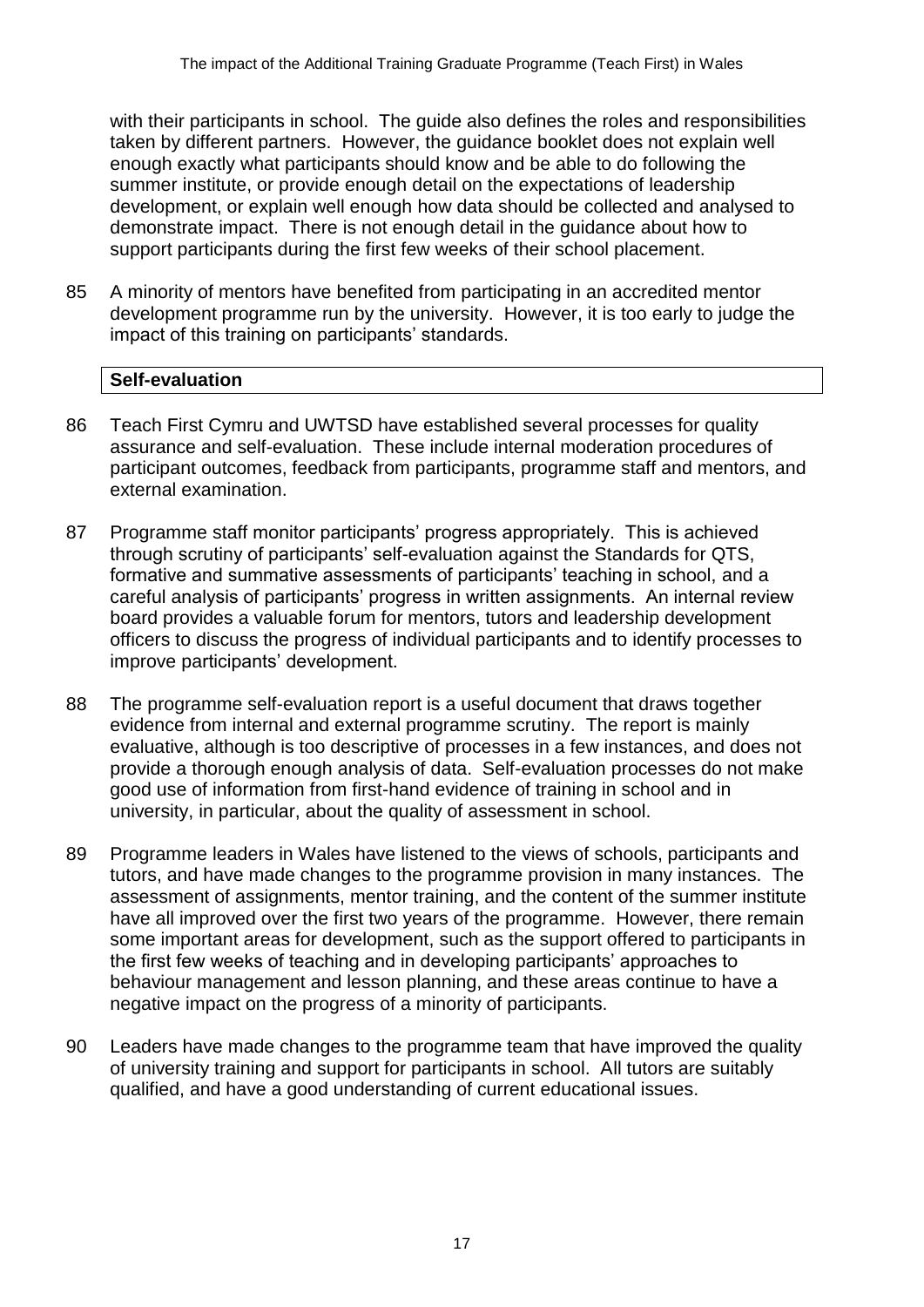with their participants in school. The guide also defines the roles and responsibilities taken by different partners. However, the guidance booklet does not explain well enough exactly what participants should know and be able to do following the summer institute, or provide enough detail on the expectations of leadership development, or explain well enough how data should be collected and analysed to demonstrate impact. There is not enough detail in the guidance about how to support participants during the first few weeks of their school placement.

85 A minority of mentors have benefited from participating in an accredited mentor development programme run by the university. However, it is too early to judge the impact of this training on participants' standards.

**Self-evaluation**

86 Teach First Cymru and UWTSD have established several processes for quality assurance and self-evaluation. These include internal moderation procedures of participant outcomes, feedback from participants, programme staff and mentors, and external examination.

87 Programme staff monitor participants' progress appropriately. This is achieved through scrutiny of participants' self-evaluation against the Standards for QTS, formative and summative assessments of participants' teaching in school, and a careful analysis of participants' progress in written assignments. An internal review board provides a valuable forum for mentors, tutors and leadership development officers to discuss the progress of individual participants and to identify processes to improve participants' development.

88 The programme self-evaluation report is a useful document that draws together evidence from internal and external programme scrutiny. The report is mainly evaluative, although is too descriptive of processes in a few instances, and does not provide a thorough enough analysis of data. Self-evaluation processes do not make good use of information from first-hand evidence of training in school and in university, in particular, about the quality of assessment in school.

89 Programme leaders in Wales have listened to the views of schools, participants and tutors, and have made changes to the programme provision in many instances. The assessment of assignments, mentor training, and the content of the summer institute have all improved over the first two years of the programme. However, there remain some important areas for development, such as the support offered to participants in the first few weeks of teaching and in developing participants' approaches to behaviour management and lesson planning, and these areas continue to have a negative impact on the progress of a minority of participants.

90 Leaders have made changes to the programme team that have improved the quality of university training and support for participants in school. All tutors are suitably qualified, and have a good understanding of current educational issues.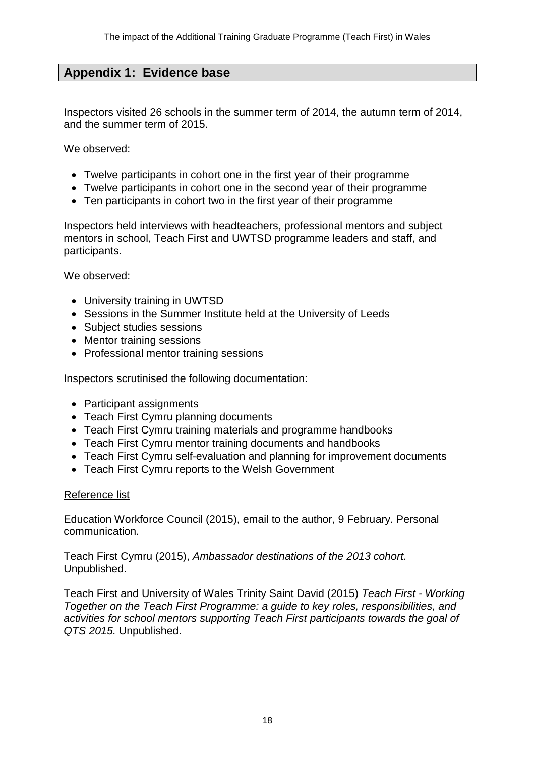## Appendix 1: Evidence base

Inspectors visited 26 schools in the summer term of 2014, the autumn term of 2014, and the summer term of 2015.

We observed:

- Twelve participants in cohort one in the first year of their programme
- Twelve participants in cohort one in the second year of their programme
- Ten participants in cohort two in the first year of their programme

Inspectors held interviews with headteachers, professional mentors and subject mentors in school, Teach First and UWTSD programme leaders and staff, and participants.

We observed:

- University training in UWTSD
- Sessions in the Summer Institute held at the University of Leeds
- Subject studies sessions
- Mentor training sessions
- Professional mentor training sessions

Inspectors scrutinised the following documentation:

- Participant assignments
- Teach First Cymru planning documents
- Teach First Cymru training materials and programme handbooks
- Teach First Cymru mentor training documents and handbooks
- Teach First Cymru self-evaluation and planning for improvement documents
- Teach First Cymru reports to the Welsh Government

<u>Reference list</u>

Education Workforce Council (2015), email to the author, 9 February. Personal communication.

Teach First Cymru (2015), *Ambassador destinations of the 2013 cohort.* Unpublished.

Teach First and University of Wales Trinity Saint David (2015) *Teach First - Working Together on the Teach First Programme: a guide to key roles, responsibilities, and activities for school mentors supporting Teach First participants towards the goal of QTS 2015.* Unpublished.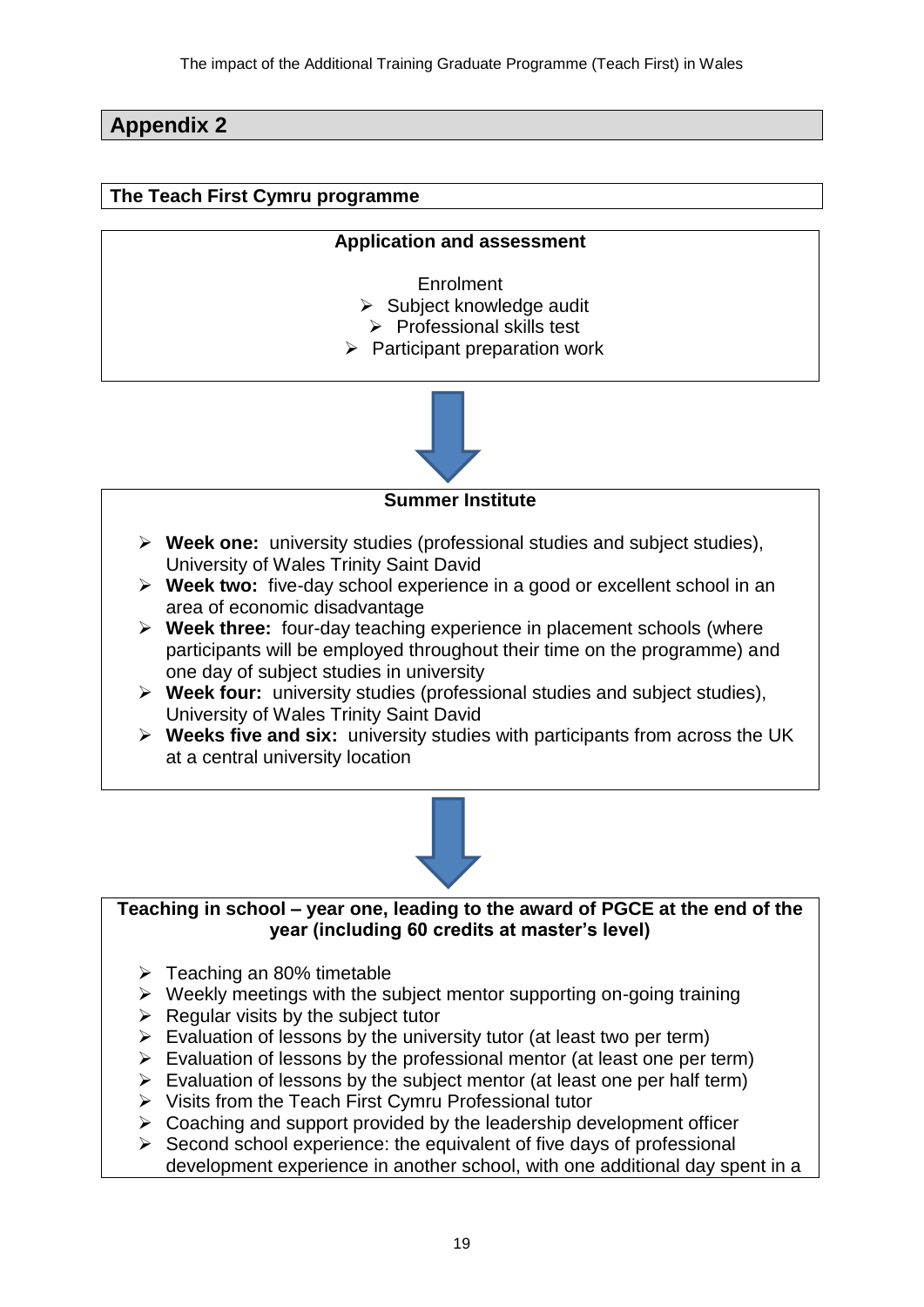## Appendix 2

**The Teach First Cymru programme**

**Application and assessment**

Enrolment

- Subject knowledge audit
- Professional skills test
- Participant preparation work

**Summer Institute**

- **Week one:** university studies (professional studies and subject studies), University of Wales Trinity Saint David
- **Week two:** five-day school experience in a good or excellent school in an area of economic disadvantage
- **Week three:** four-day teaching experience in placement schools (where participants will be employed throughout their time on the programme) and one day of subject studies in university
- **Week four:** university studies (professional studies and subject studies), University of Wales Trinity Saint David
- **Weeks five and six:** university studies with participants from across the UK at a central university location

**Teaching in school – year one, leading to the award of PGCE at the end of the year (including 60 credits at master's level)**

- Teaching an 80% timetable
- Weekly meetings with the subject mentor supporting on-going training
- Regular visits by the subject tutor
- Evaluation of lessons by the university tutor (at least two per term)
- Evaluation of lessons by the professional mentor (at least one per term)
- Evaluation of lessons by the subject mentor (at least one per half term)
- Visits from the Teach First Cymru Professional tutor
- Coaching and support provided by the leadership development officer
- Second school experience: the equivalent of five days of professional development experience in another school, with one additional day spent in a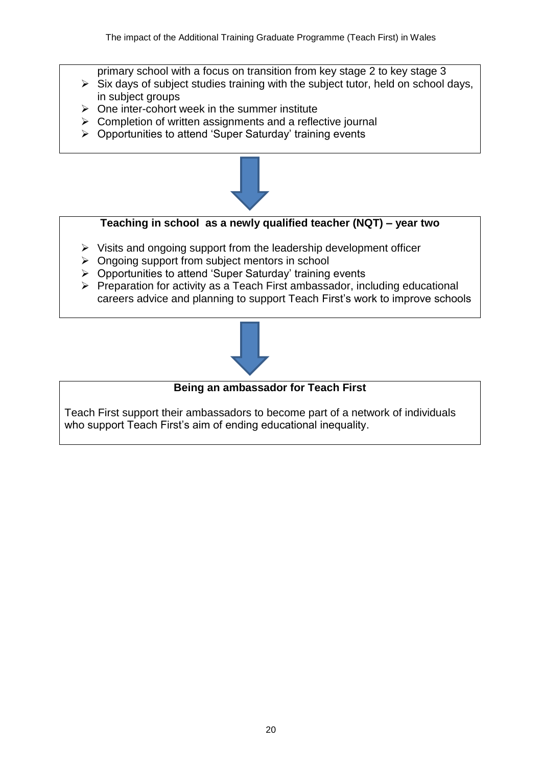primary school with a focus on transition from key stage 2 to key stage 3

- Six days of subject studies training with the subject tutor, held on school days, in subject groups
- One inter-cohort week in the summer institute
- Completion of written assignments and a reflective journal
- Opportunities to attend 'Super Saturday' training events

**Teaching in school as a newly qualified teacher (NQT) – year two**

- Visits and ongoing support from the leadership development officer
- Ongoing support from subject mentors in school
- Opportunities to attend 'Super Saturday' training events
- Preparation for activity as a Teach First ambassador, including educational careers advice and planning to support Teach First's work to improve schools

**Being an ambassador for Teach First**

Teach First support their ambassadors to become part of a network of individuals who support Teach First's aim of ending educational inequality.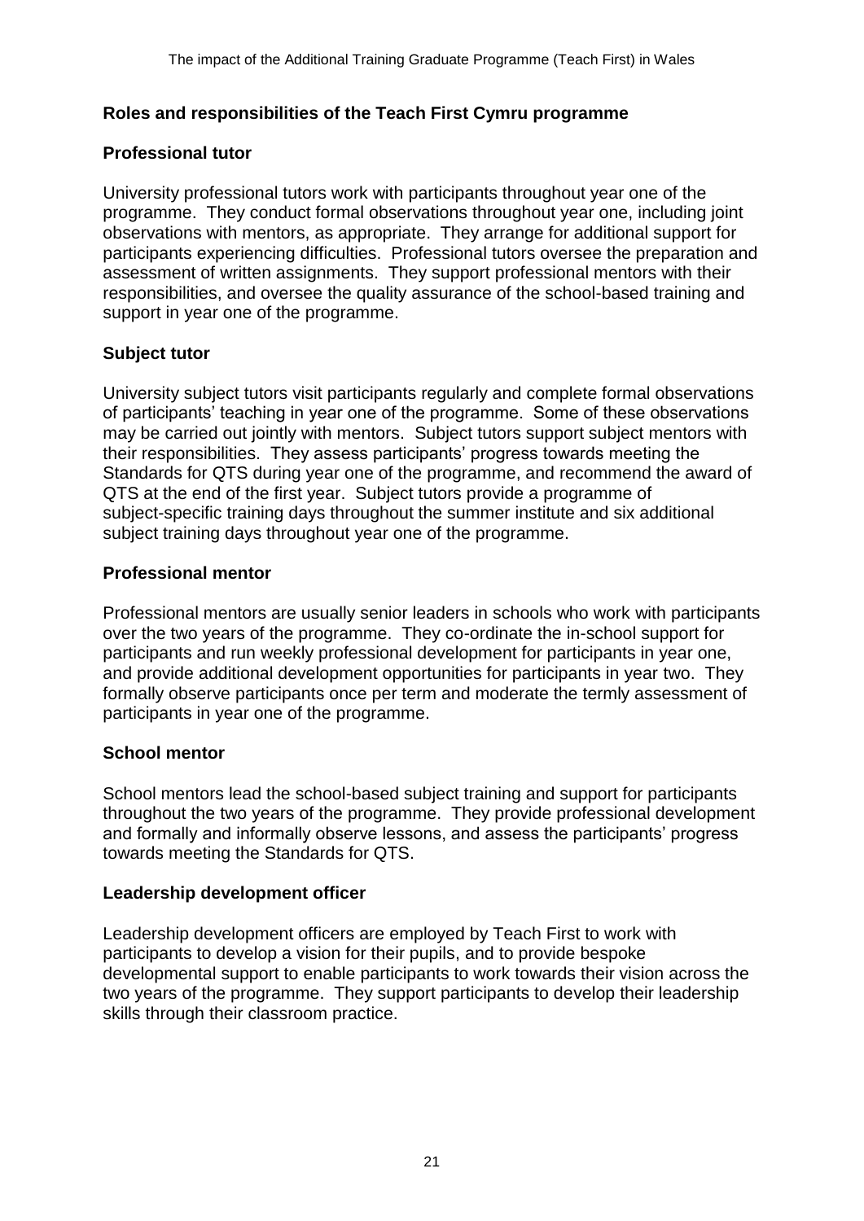## Roles and responsibilities of the Teach First Cymru programme

### Professional tutor

University professional tutors work with participants throughout year one of the programme. They conduct formal observations throughout year one, including joint observations with mentors, as appropriate. They arrange for additional support for participants experiencing difficulties. Professional tutors oversee the preparation and assessment of written assignments. They support professional mentors with their responsibilities, and oversee the quality assurance of the school-based training and support in year one of the programme.

### Subject tutor

University subject tutors visit participants regularly and complete formal observations of participants' teaching in year one of the programme. Some of these observations may be carried out jointly with mentors. Subject tutors support subject mentors with their responsibilities. They assess participants' progress towards meeting the Standards for QTS during year one of the programme, and recommend the award of QTS at the end of the first year. Subject tutors provide a programme of subject-specific training days throughout the summer institute and six additional subject training days throughout year one of the programme.

### Professional mentor

Professional mentors are usually senior leaders in schools who work with participants over the two years of the programme. They co-ordinate the in-school support for participants and run weekly professional development for participants in year one, and provide additional development opportunities for participants in year two. They formally observe participants once per term and moderate the termly assessment of participants in year one of the programme.

### School mentor

School mentors lead the school-based subject training and support for participants throughout the two years of the programme. They provide professional development and formally and informally observe lessons, and assess the participants' progress towards meeting the Standards for QTS.

### Leadership development officer

Leadership development officers are employed by Teach First to work with participants to develop a vision for their pupils, and to provide bespoke developmental support to enable participants to work towards their vision across the two years of the programme. They support participants to develop their leadership skills through their classroom practice.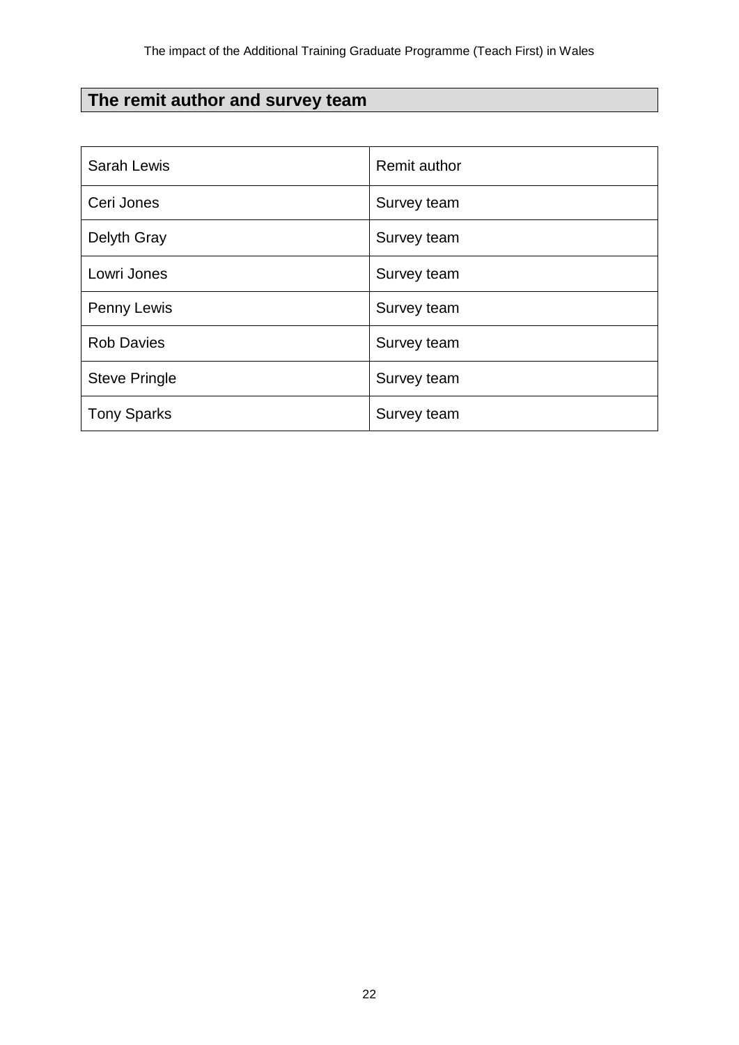## The remit author and survey team

| | |
|---|---|
| Sarah Lewis | Remit author |
| Ceri Jones | Survey team |
| Delyth Gray | Survey team |
| Lowri Jones | Survey team |
| Penny Lewis | Survey team |
| Rob Davies | Survey team |
| Steve Pringle | Survey team |
| Tony Sparks | Survey team |